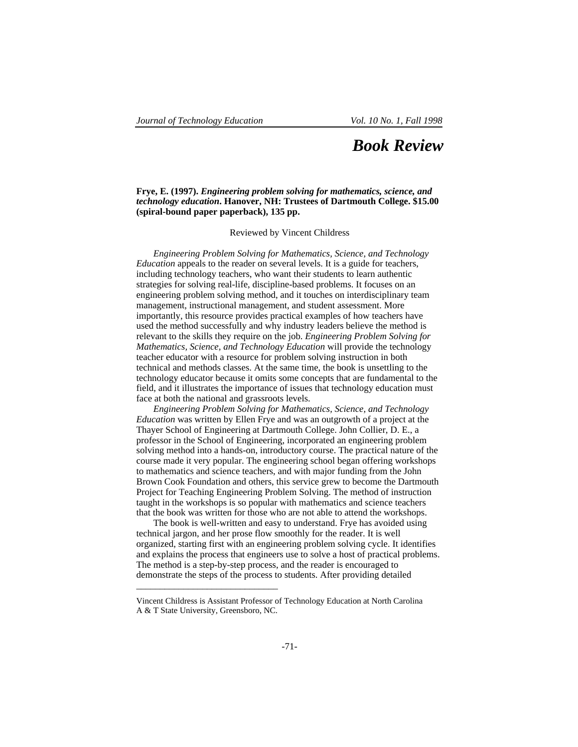# Book Review

**Frye, E. (1997).** ***Engineering problem solving for mathematics, science, and technology education*****. Hanover, NH: Trustees of Dartmouth College. $15.00 (spiral-bound paper paperback), 135 pp.**

Reviewed by Vincent Childress

*Engineering Problem Solving for Mathematics, Science, and Technology Education* appeals to the reader on several levels. It is a guide for teachers, including technology teachers, who want their students to learn authentic strategies for solving real-life, discipline-based problems. It focuses on an engineering problem solving method, and it touches on interdisciplinary team management, instructional management, and student assessment. More importantly, this resource provides practical examples of how teachers have used the method successfully and why industry leaders believe the method is relevant to the skills they require on the job. *Engineering Problem Solving for Mathematics, Science, and Technology Education* will provide the technology teacher educator with a resource for problem solving instruction in both technical and methods classes. At the same time, the book is unsettling to the technology educator because it omits some concepts that are fundamental to the field, and it illustrates the importance of issues that technology education must face at both the national and grassroots levels.

*Engineering Problem Solving for Mathematics, Science, and Technology Education* was written by Ellen Frye and was an outgrowth of a project at the Thayer School of Engineering at Dartmouth College. John Collier, D. E., a professor in the School of Engineering, incorporated an engineering problem solving method into a hands-on, introductory course. The practical nature of the course made it very popular. The engineering school began offering workshops to mathematics and science teachers, and with major funding from the John Brown Cook Foundation and others, this service grew to become the Dartmouth Project for Teaching Engineering Problem Solving. The method of instruction taught in the workshops is so popular with mathematics and science teachers that the book was written for those who are not able to attend the workshops.

The book is well-written and easy to understand. Frye has avoided using technical jargon, and her prose flow smoothly for the reader. It is well organized, starting first with an engineering problem solving cycle. It identifies and explains the process that engineers use to solve a host of practical problems. The method is a step-by-step process, and the reader is encouraged to demonstrate the steps of the process to students. After providing detailed

---

Vincent Childress is Assistant Professor of Technology Education at North Carolina A & T State University, Greensboro, NC.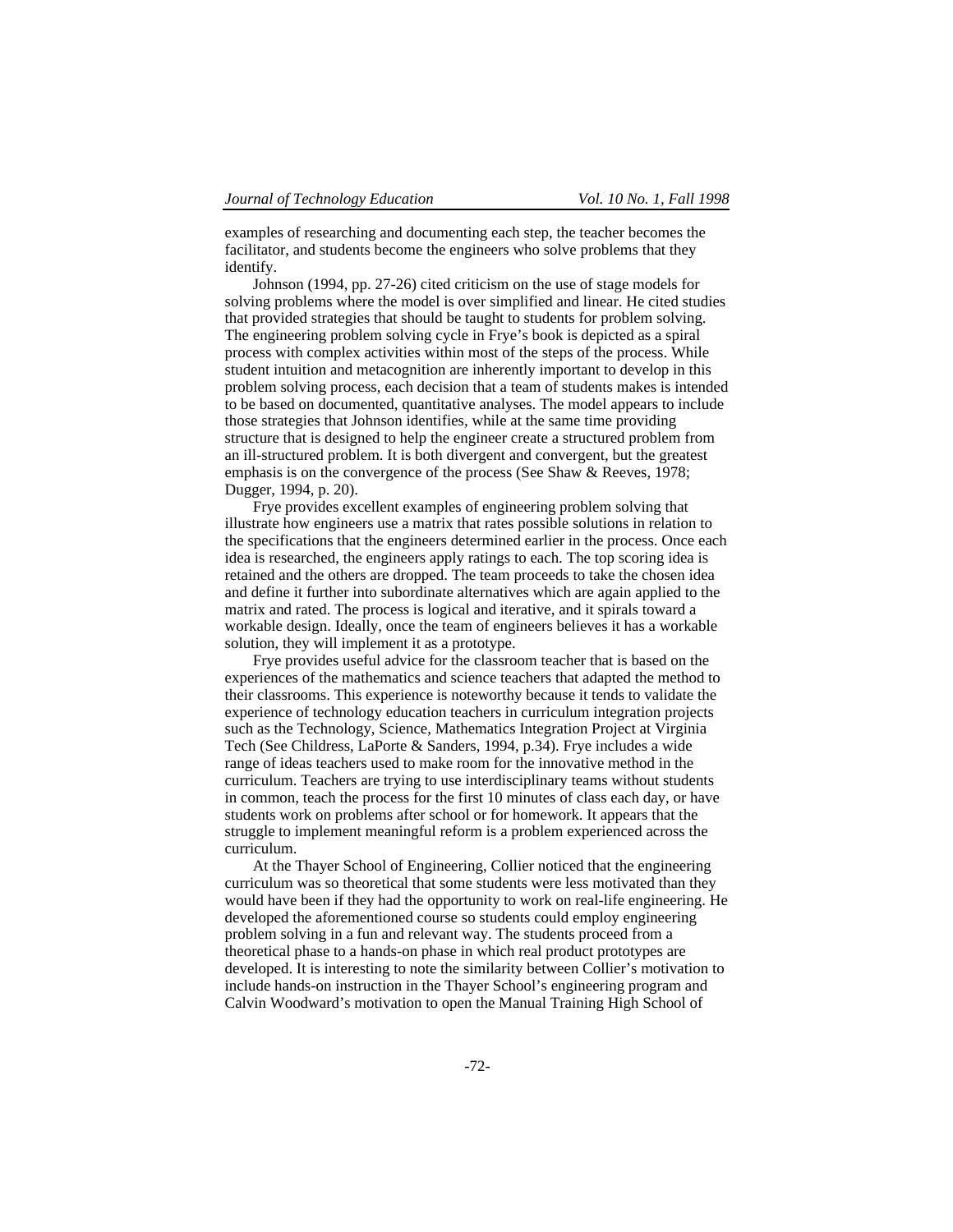examples of researching and documenting each step, the teacher becomes the facilitator, and students become the engineers who solve problems that they identify.

Johnson (1994, pp. 27-26) cited criticism on the use of stage models for solving problems where the model is over simplified and linear. He cited studies that provided strategies that should be taught to students for problem solving. The engineering problem solving cycle in Frye's book is depicted as a spiral process with complex activities within most of the steps of the process. While student intuition and metacognition are inherently important to develop in this problem solving process, each decision that a team of students makes is intended to be based on documented, quantitative analyses. The model appears to include those strategies that Johnson identifies, while at the same time providing structure that is designed to help the engineer create a structured problem from an ill-structured problem. It is both divergent and convergent, but the greatest emphasis is on the convergence of the process (See Shaw & Reeves, 1978; Dugger, 1994, p. 20).

Frye provides excellent examples of engineering problem solving that illustrate how engineers use a matrix that rates possible solutions in relation to the specifications that the engineers determined earlier in the process. Once each idea is researched, the engineers apply ratings to each. The top scoring idea is retained and the others are dropped. The team proceeds to take the chosen idea and define it further into subordinate alternatives which are again applied to the matrix and rated. The process is logical and iterative, and it spirals toward a workable design. Ideally, once the team of engineers believes it has a workable solution, they will implement it as a prototype.

Frye provides useful advice for the classroom teacher that is based on the experiences of the mathematics and science teachers that adapted the method to their classrooms. This experience is noteworthy because it tends to validate the experience of technology education teachers in curriculum integration projects such as the Technology, Science, Mathematics Integration Project at Virginia Tech (See Childress, LaPorte & Sanders, 1994, p.34). Frye includes a wide range of ideas teachers used to make room for the innovative method in the curriculum. Teachers are trying to use interdisciplinary teams without students in common, teach the process for the first 10 minutes of class each day, or have students work on problems after school or for homework. It appears that the struggle to implement meaningful reform is a problem experienced across the curriculum.

At the Thayer School of Engineering, Collier noticed that the engineering curriculum was so theoretical that some students were less motivated than they would have been if they had the opportunity to work on real-life engineering. He developed the aforementioned course so students could employ engineering problem solving in a fun and relevant way. The students proceed from a theoretical phase to a hands-on phase in which real product prototypes are developed. It is interesting to note the similarity between Collier's motivation to include hands-on instruction in the Thayer School's engineering program and Calvin Woodward's motivation to open the Manual Training High School of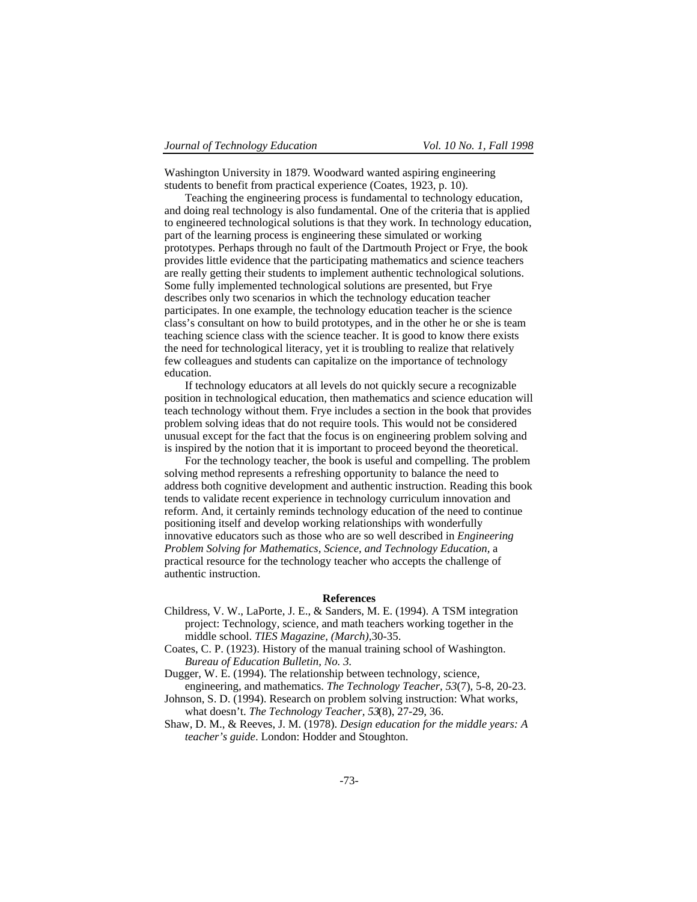Washington University in 1879. Woodward wanted aspiring engineering students to benefit from practical experience (Coates, 1923, p. 10).

Teaching the engineering process is fundamental to technology education, and doing real technology is also fundamental. One of the criteria that is applied to engineered technological solutions is that they work. In technology education, part of the learning process is engineering these simulated or working prototypes. Perhaps through no fault of the Dartmouth Project or Frye, the book provides little evidence that the participating mathematics and science teachers are really getting their students to implement authentic technological solutions. Some fully implemented technological solutions are presented, but Frye describes only two scenarios in which the technology education teacher participates. In one example, the technology education teacher is the science class's consultant on how to build prototypes, and in the other he or she is team teaching science class with the science teacher. It is good to know there exists the need for technological literacy, yet it is troubling to realize that relatively few colleagues and students can capitalize on the importance of technology education.

If technology educators at all levels do not quickly secure a recognizable position in technological education, then mathematics and science education will teach technology without them. Frye includes a section in the book that provides problem solving ideas that do not require tools. This would not be considered unusual except for the fact that the focus is on engineering problem solving and is inspired by the notion that it is important to proceed beyond the theoretical.

For the technology teacher, the book is useful and compelling. The problem solving method represents a refreshing opportunity to balance the need to address both cognitive development and authentic instruction. Reading this book tends to validate recent experience in technology curriculum innovation and reform. And, it certainly reminds technology education of the need to continue positioning itself and develop working relationships with wonderfully innovative educators such as those who are so well described in *Engineering Problem Solving for Mathematics, Science, and Technology Education*, a practical resource for the technology teacher who accepts the challenge of authentic instruction.

## References

Childress, V. W., LaPorte, J. E., & Sanders, M. E. (1994). A TSM integration project: Technology, science, and math teachers working together in the middle school. *TIES Magazine, (March)*,30-35.

Coates, C. P. (1923). History of the manual training school of Washington. *Bureau of Education Bulletin, No. 3*.

Dugger, W. E. (1994). The relationship between technology, science, engineering, and mathematics. *The Technology Teacher, 53*(7), 5-8, 20-23.

Johnson, S. D. (1994). Research on problem solving instruction: What works, what doesn't. *The Technology Teacher, 53*(8), 27-29, 36.

Shaw, D. M., & Reeves, J. M. (1978). *Design education for the middle years: A teacher's guide*. London: Hodder and Stoughton.